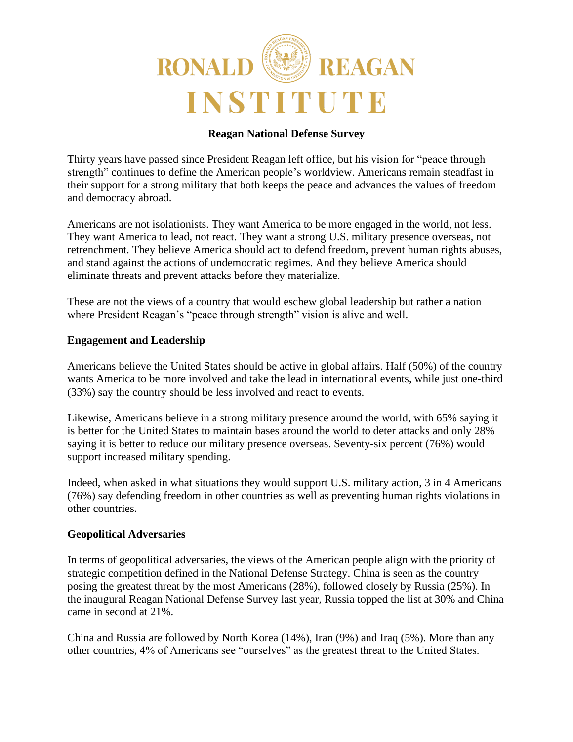# RONALD REAGAN INSTITUTE

## Reagan National Defense Survey

Thirty years have passed since President Reagan left office, but his vision for "peace through strength" continues to define the American people's worldview. Americans remain steadfast in their support for a strong military that both keeps the peace and advances the values of freedom and democracy abroad.

Americans are not isolationists. They want America to be more engaged in the world, not less. They want America to lead, not react. They want a strong U.S. military presence overseas, not retrenchment. They believe America should act to defend freedom, prevent human rights abuses, and stand against the actions of undemocratic regimes. And they believe America should eliminate threats and prevent attacks before they materialize.

These are not the views of a country that would eschew global leadership but rather a nation where President Reagan's "peace through strength" vision is alive and well.

### Engagement and Leadership

Americans believe the United States should be active in global affairs. Half (50%) of the country wants America to be more involved and take the lead in international events, while just one-third (33%) say the country should be less involved and react to events.

Likewise, Americans believe in a strong military presence around the world, with 65% saying it is better for the United States to maintain bases around the world to deter attacks and only 28% saying it is better to reduce our military presence overseas. Seventy-six percent (76%) would support increased military spending.

Indeed, when asked in what situations they would support U.S. military action, 3 in 4 Americans (76%) say defending freedom in other countries as well as preventing human rights violations in other countries.

### Geopolitical Adversaries

In terms of geopolitical adversaries, the views of the American people align with the priority of strategic competition defined in the National Defense Strategy. China is seen as the country posing the greatest threat by the most Americans (28%), followed closely by Russia (25%). In the inaugural Reagan National Defense Survey last year, Russia topped the list at 30% and China came in second at 21%.

China and Russia are followed by North Korea (14%), Iran (9%) and Iraq (5%). More than any other countries, 4% of Americans see "ourselves" as the greatest threat to the United States.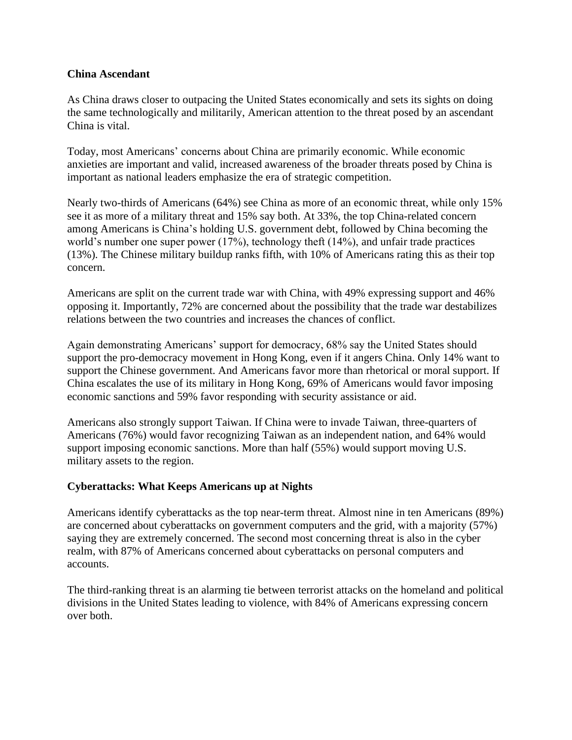## China Ascendant

As China draws closer to outpacing the United States economically and sets its sights on doing the same technologically and militarily, American attention to the threat posed by an ascendant China is vital.

Today, most Americans' concerns about China are primarily economic. While economic anxieties are important and valid, increased awareness of the broader threats posed by China is important as national leaders emphasize the era of strategic competition.

Nearly two-thirds of Americans (64%) see China as more of an economic threat, while only 15% see it as more of a military threat and 15% say both. At 33%, the top China-related concern among Americans is China's holding U.S. government debt, followed by China becoming the world's number one super power (17%), technology theft (14%), and unfair trade practices (13%). The Chinese military buildup ranks fifth, with 10% of Americans rating this as their top concern.

Americans are split on the current trade war with China, with 49% expressing support and 46% opposing it. Importantly, 72% are concerned about the possibility that the trade war destabilizes relations between the two countries and increases the chances of conflict.

Again demonstrating Americans' support for democracy, 68% say the United States should support the pro-democracy movement in Hong Kong, even if it angers China. Only 14% want to support the Chinese government. And Americans favor more than rhetorical or moral support. If China escalates the use of its military in Hong Kong, 69% of Americans would favor imposing economic sanctions and 59% favor responding with security assistance or aid.

Americans also strongly support Taiwan. If China were to invade Taiwan, three-quarters of Americans (76%) would favor recognizing Taiwan as an independent nation, and 64% would support imposing economic sanctions. More than half (55%) would support moving U.S. military assets to the region.

## Cyberattacks: What Keeps Americans up at Nights

Americans identify cyberattacks as the top near-term threat. Almost nine in ten Americans (89%) are concerned about cyberattacks on government computers and the grid, with a majority (57%) saying they are extremely concerned. The second most concerning threat is also in the cyber realm, with 87% of Americans concerned about cyberattacks on personal computers and accounts.

The third-ranking threat is an alarming tie between terrorist attacks on the homeland and political divisions in the United States leading to violence, with 84% of Americans expressing concern over both.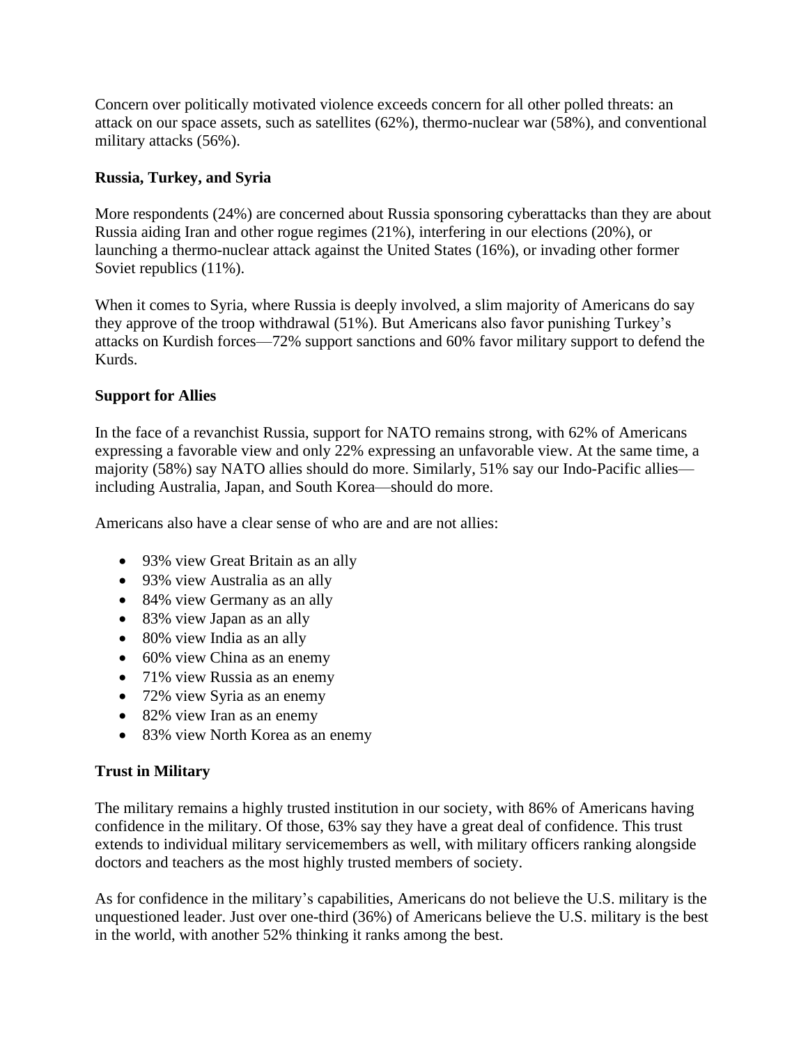Concern over politically motivated violence exceeds concern for all other polled threats: an attack on our space assets, such as satellites (62%), thermo-nuclear war (58%), and conventional military attacks (56%).

**Russia, Turkey, and Syria**

More respondents (24%) are concerned about Russia sponsoring cyberattacks than they are about Russia aiding Iran and other rogue regimes (21%), interfering in our elections (20%), or launching a thermo-nuclear attack against the United States (16%), or invading other former Soviet republics (11%).

When it comes to Syria, where Russia is deeply involved, a slim majority of Americans do say they approve of the troop withdrawal (51%). But Americans also favor punishing Turkey's attacks on Kurdish forces—72% support sanctions and 60% favor military support to defend the Kurds.

**Support for Allies**

In the face of a revanchist Russia, support for NATO remains strong, with 62% of Americans expressing a favorable view and only 22% expressing an unfavorable view. At the same time, a majority (58%) say NATO allies should do more. Similarly, 51% say our Indo-Pacific allies—including Australia, Japan, and South Korea—should do more.

Americans also have a clear sense of who are and are not allies:

- 93% view Great Britain as an ally
- 93% view Australia as an ally
- 84% view Germany as an ally
- 83% view Japan as an ally
- 80% view India as an ally
- 60% view China as an enemy
- 71% view Russia as an enemy
- 72% view Syria as an enemy
- 82% view Iran as an enemy
- 83% view North Korea as an enemy

**Trust in Military**

The military remains a highly trusted institution in our society, with 86% of Americans having confidence in the military. Of those, 63% say they have a great deal of confidence. This trust extends to individual military servicemembers as well, with military officers ranking alongside doctors and teachers as the most highly trusted members of society.

As for confidence in the military's capabilities, Americans do not believe the U.S. military is the unquestioned leader. Just over one-third (36%) of Americans believe the U.S. military is the best in the world, with another 52% thinking it ranks among the best.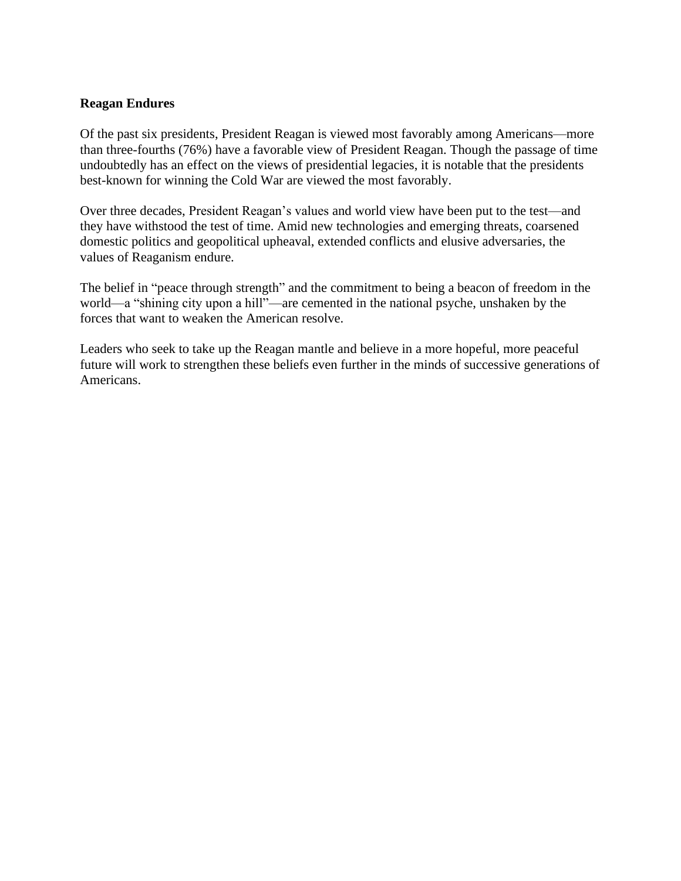**Reagan Endures**

Of the past six presidents, President Reagan is viewed most favorably among Americans—more than three-fourths (76%) have a favorable view of President Reagan. Though the passage of time undoubtedly has an effect on the views of presidential legacies, it is notable that the presidents best-known for winning the Cold War are viewed the most favorably.

Over three decades, President Reagan's values and world view have been put to the test—and they have withstood the test of time. Amid new technologies and emerging threats, coarsened domestic politics and geopolitical upheaval, extended conflicts and elusive adversaries, the values of Reaganism endure.

The belief in "peace through strength" and the commitment to being a beacon of freedom in the world—a "shining city upon a hill"—are cemented in the national psyche, unshaken by the forces that want to weaken the American resolve.

Leaders who seek to take up the Reagan mantle and believe in a more hopeful, more peaceful future will work to strengthen these beliefs even further in the minds of successive generations of Americans.